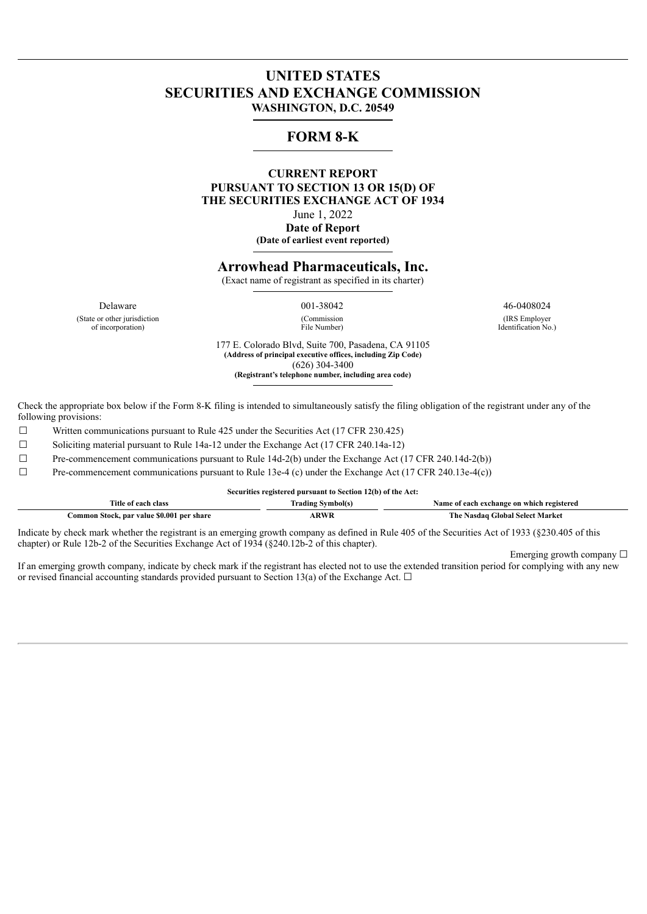# UNITED STATES
# SECURITIES AND EXCHANGE COMMISSION
**WASHINGTON, D.C. 20549**

## FORM 8-K

**CURRENT REPORT**
**PURSUANT TO SECTION 13 OR 15(D) OF**
**THE SECURITIES EXCHANGE ACT OF 1934**

June 1, 2022
**Date of Report**
**(Date of earliest event reported)**

## Arrowhead Pharmaceuticals, Inc.
(Exact name of registrant as specified in its charter)

| Delaware | 001-38042 | 46-0408024 |
|---|---|---|
| (State or other jurisdiction of incorporation) | (Commission File Number) | (IRS Employer Identification No.) |

177 E. Colorado Blvd, Suite 700, Pasadena, CA 91105
**(Address of principal executive offices, including Zip Code)**
(626) 304-3400
**(Registrant's telephone number, including area code)**

Check the appropriate box below if the Form 8-K filing is intended to simultaneously satisfy the filing obligation of the registrant under any of the following provisions:

☐ Written communications pursuant to Rule 425 under the Securities Act (17 CFR 230.425)

☐ Soliciting material pursuant to Rule 14a-12 under the Exchange Act (17 CFR 240.14a-12)

☐ Pre-commencement communications pursuant to Rule 14d-2(b) under the Exchange Act (17 CFR 240.14d-2(b))

☐ Pre-commencement communications pursuant to Rule 13e-4 (c) under the Exchange Act (17 CFR 240.13e-4(c))

**Securities registered pursuant to Section 12(b) of the Act:**

| Title of each class | Trading Symbol(s) | Name of each exchange on which registered |
|---|---|---|
| Common Stock, par value $0.001 per share | ARWR | The Nasdaq Global Select Market |

Indicate by check mark whether the registrant is an emerging growth company as defined in Rule 405 of the Securities Act of 1933 (§230.405 of this chapter) or Rule 12b-2 of the Securities Exchange Act of 1934 (§240.12b-2 of this chapter).

Emerging growth company ☐

If an emerging growth company, indicate by check mark if the registrant has elected not to use the extended transition period for complying with any new or revised financial accounting standards provided pursuant to Section 13(a) of the Exchange Act. ☐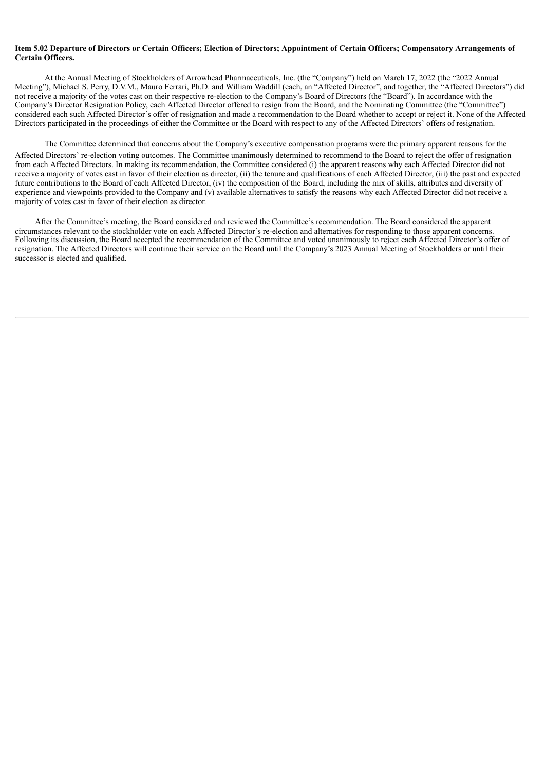**Item 5.02 Departure of Directors or Certain Officers; Election of Directors; Appointment of Certain Officers; Compensatory Arrangements of Certain Officers.**

At the Annual Meeting of Stockholders of Arrowhead Pharmaceuticals, Inc. (the "Company") held on March 17, 2022 (the "2022 Annual Meeting"), Michael S. Perry, D.V.M., Mauro Ferrari, Ph.D. and William Waddill (each, an "Affected Director", and together, the "Affected Directors") did not receive a majority of the votes cast on their respective re-election to the Company's Board of Directors (the "Board"). In accordance with the Company's Director Resignation Policy, each Affected Director offered to resign from the Board, and the Nominating Committee (the "Committee") considered each such Affected Director's offer of resignation and made a recommendation to the Board whether to accept or reject it. None of the Affected Directors participated in the proceedings of either the Committee or the Board with respect to any of the Affected Directors' offers of resignation.

The Committee determined that concerns about the Company's executive compensation programs were the primary apparent reasons for the Affected Directors' re-election voting outcomes. The Committee unanimously determined to recommend to the Board to reject the offer of resignation from each Affected Directors. In making its recommendation, the Committee considered (i) the apparent reasons why each Affected Director did not receive a majority of votes cast in favor of their election as director, (ii) the tenure and qualifications of each Affected Director, (iii) the past and expected future contributions to the Board of each Affected Director, (iv) the composition of the Board, including the mix of skills, attributes and diversity of experience and viewpoints provided to the Company and (v) available alternatives to satisfy the reasons why each Affected Director did not receive a majority of votes cast in favor of their election as director.

After the Committee's meeting, the Board considered and reviewed the Committee's recommendation. The Board considered the apparent circumstances relevant to the stockholder vote on each Affected Director's re-election and alternatives for responding to those apparent concerns. Following its discussion, the Board accepted the recommendation of the Committee and voted unanimously to reject each Affected Director's offer of resignation. The Affected Directors will continue their service on the Board until the Company's 2023 Annual Meeting of Stockholders or until their successor is elected and qualified.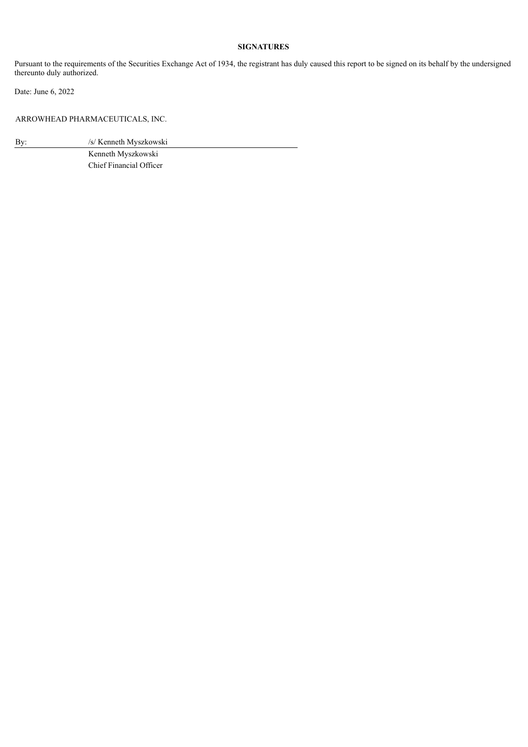**SIGNATURES**

Pursuant to the requirements of the Securities Exchange Act of 1934, the registrant has duly caused this report to be signed on its behalf by the undersigned thereunto duly authorized.

Date: June 6, 2022

ARROWHEAD PHARMACEUTICALS, INC.

| | |
|---|---|
| By: | /s/ Kenneth Myszkowski |
| | Kenneth Myszkowski |
| | Chief Financial Officer |